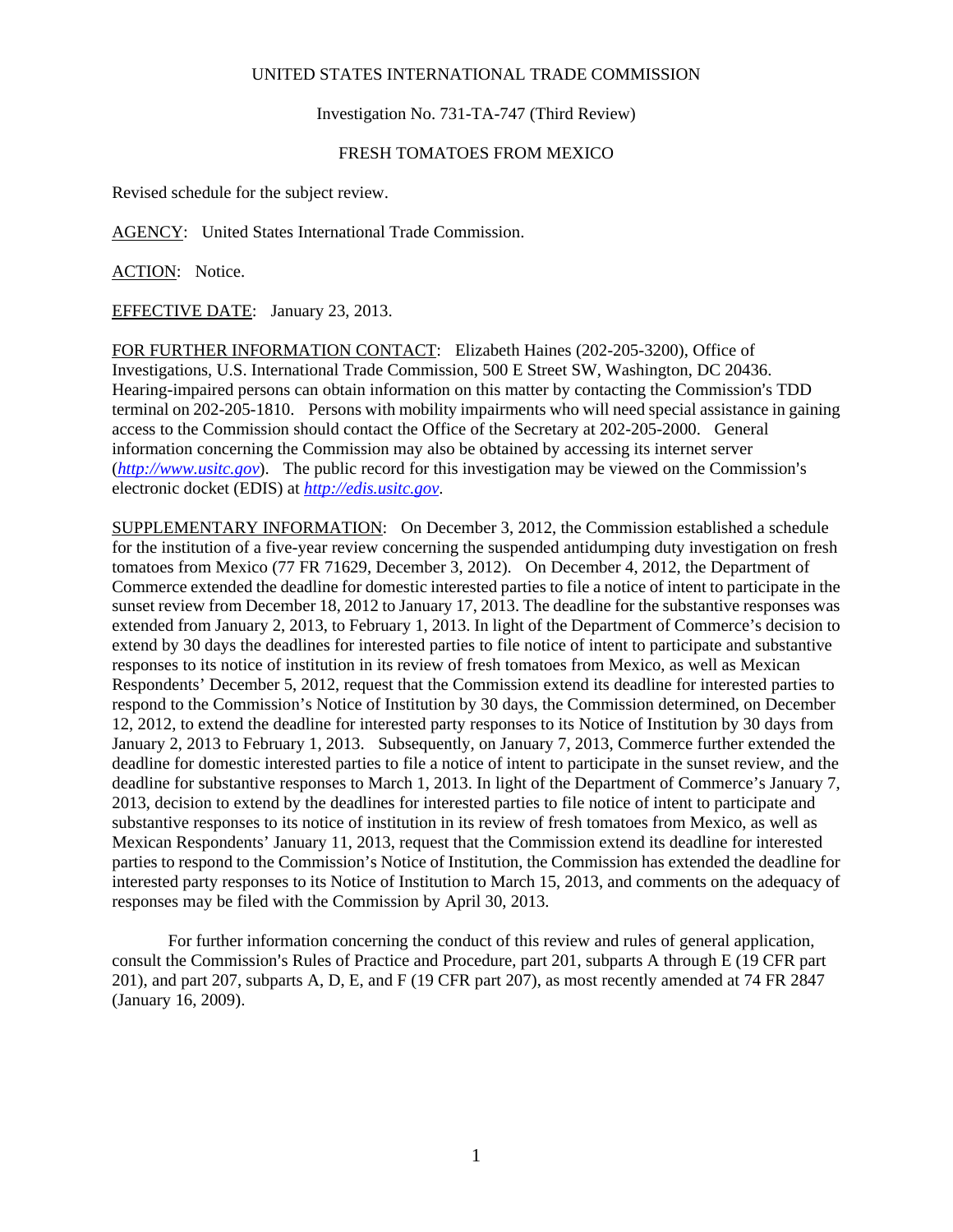UNITED STATES INTERNATIONAL TRADE COMMISSION

Investigation No. 731-TA-747 (Third Review)

FRESH TOMATOES FROM MEXICO

Revised schedule for the subject review.

AGENCY: United States International Trade Commission.

ACTION: Notice.

EFFECTIVE DATE: January 23, 2013.

FOR FURTHER INFORMATION CONTACT: Elizabeth Haines (202-205-3200), Office of Investigations, U.S. International Trade Commission, 500 E Street SW, Washington, DC 20436. Hearing-impaired persons can obtain information on this matter by contacting the Commission's TDD terminal on 202-205-1810. Persons with mobility impairments who will need special assistance in gaining access to the Commission should contact the Office of the Secretary at 202-205-2000. General information concerning the Commission may also be obtained by accessing its internet server (*http://www.usitc.gov*). The public record for this investigation may be viewed on the Commission's electronic docket (EDIS) at *http://edis.usitc.gov*.

SUPPLEMENTARY INFORMATION: On December 3, 2012, the Commission established a schedule for the institution of a five-year review concerning the suspended antidumping duty investigation on fresh tomatoes from Mexico (77 FR 71629, December 3, 2012). On December 4, 2012, the Department of Commerce extended the deadline for domestic interested parties to file a notice of intent to participate in the sunset review from December 18, 2012 to January 17, 2013. The deadline for the substantive responses was extended from January 2, 2013, to February 1, 2013. In light of the Department of Commerce's decision to extend by 30 days the deadlines for interested parties to file notice of intent to participate and substantive responses to its notice of institution in its review of fresh tomatoes from Mexico, as well as Mexican Respondents' December 5, 2012, request that the Commission extend its deadline for interested parties to respond to the Commission's Notice of Institution by 30 days, the Commission determined, on December 12, 2012, to extend the deadline for interested party responses to its Notice of Institution by 30 days from January 2, 2013 to February 1, 2013. Subsequently, on January 7, 2013, Commerce further extended the deadline for domestic interested parties to file a notice of intent to participate in the sunset review, and the deadline for substantive responses to March 1, 2013. In light of the Department of Commerce's January 7, 2013, decision to extend by the deadlines for interested parties to file notice of intent to participate and substantive responses to its notice of institution in its review of fresh tomatoes from Mexico, as well as Mexican Respondents' January 11, 2013, request that the Commission extend its deadline for interested parties to respond to the Commission's Notice of Institution, the Commission has extended the deadline for interested party responses to its Notice of Institution to March 15, 2013, and comments on the adequacy of responses may be filed with the Commission by April 30, 2013.

For further information concerning the conduct of this review and rules of general application, consult the Commission's Rules of Practice and Procedure, part 201, subparts A through E (19 CFR part 201), and part 207, subparts A, D, E, and F (19 CFR part 207), as most recently amended at 74 FR 2847 (January 16, 2009).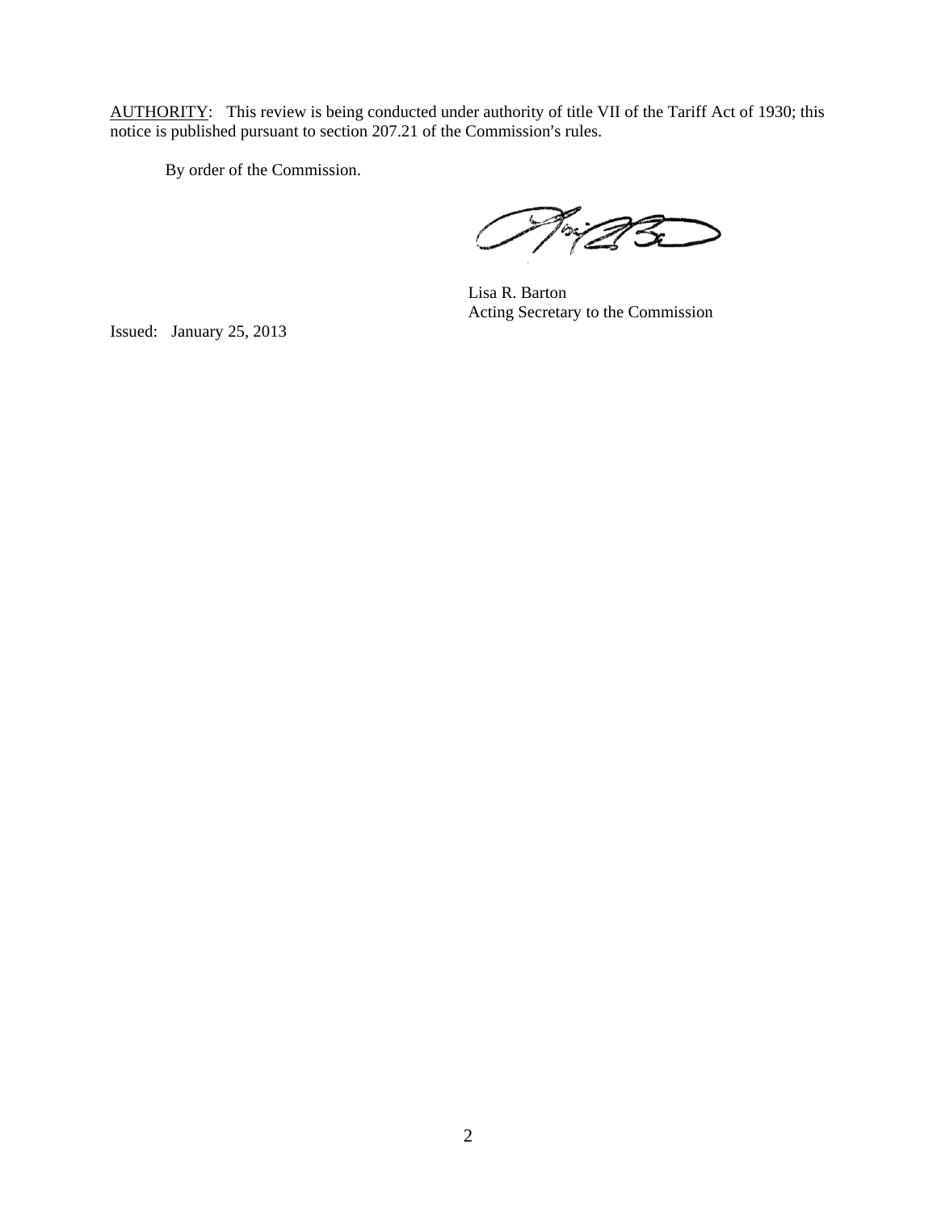<u>AUTHORITY</u>: This review is being conducted under authority of title VII of the Tariff Act of 1930; this notice is published pursuant to section 207.21 of the Commission's rules.

By order of the Commission.

Lisa R. Barton
Acting Secretary to the Commission

Issued: January 25, 2013